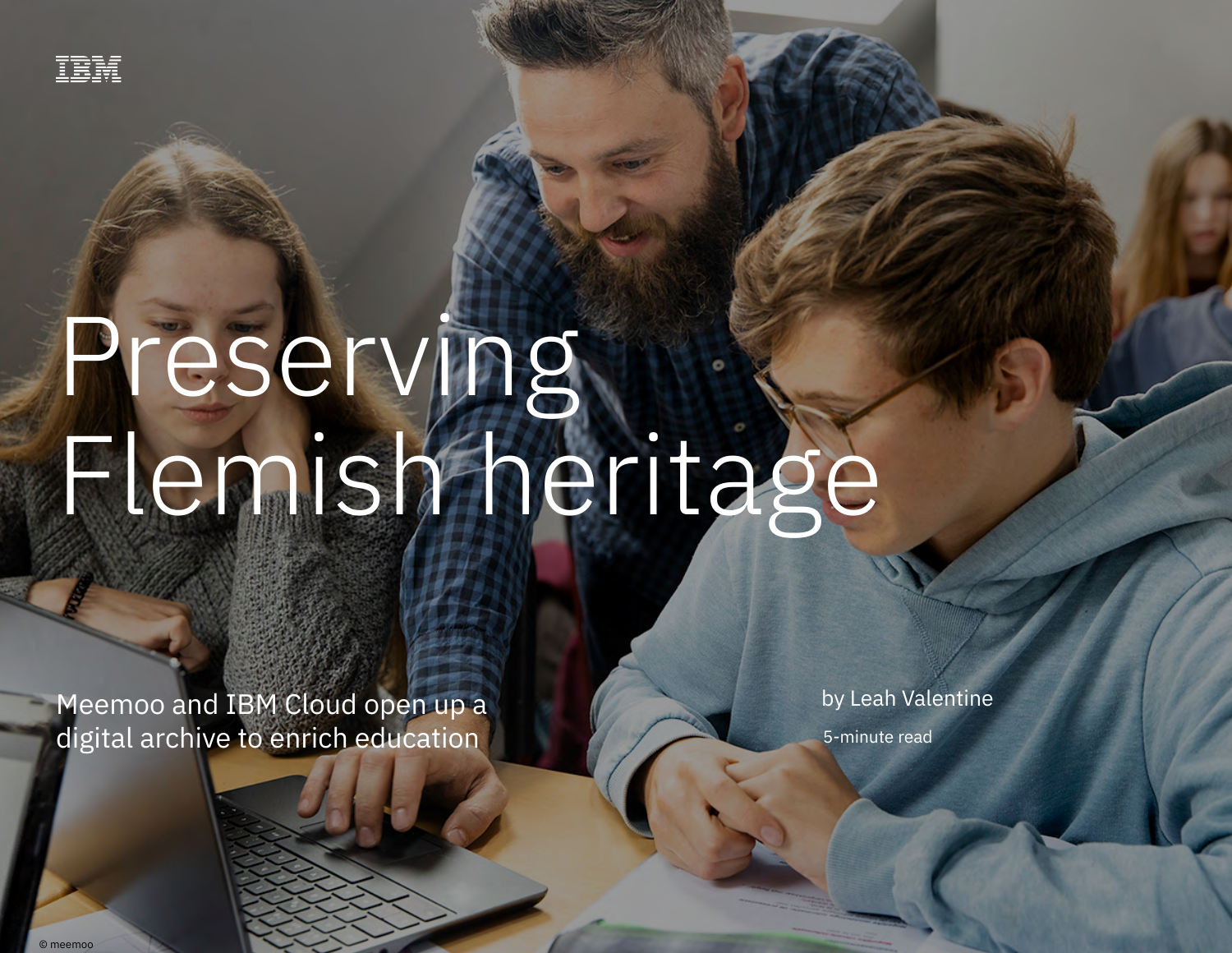IBM

# Preserving Flemish heritage

Meemoo and IBM Cloud open up a digital archive to enrich education

by Leah Valentine

5-minute read

© meemoo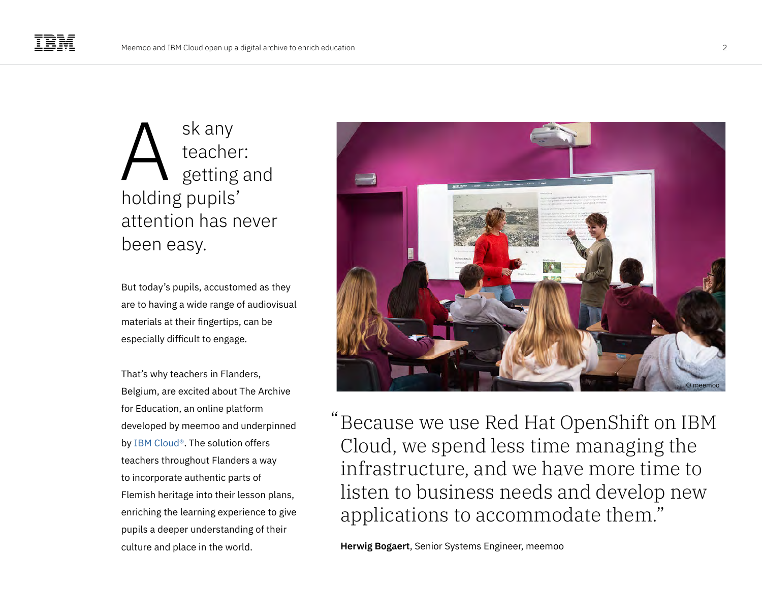Ask any teacher: getting and holding pupils' attention has never been easy.

But today's pupils, accustomed as they are to having a wide range of audiovisual materials at their fingertips, can be especially difficult to engage.

That's why teachers in Flanders, Belgium, are excited about The Archive for Education, an online platform developed by meemoo and underpinned by IBM Cloud®. The solution offers teachers throughout Flanders a way to incorporate authentic parts of Flemish heritage into their lesson plans, enriching the learning experience to give pupils a deeper understanding of their culture and place in the world.

© meemoo

> "Because we use Red Hat OpenShift on IBM Cloud, we spend less time managing the infrastructure, and we have more time to listen to business needs and develop new applications to accommodate them."

**Herwig Bogaert**, Senior Systems Engineer, meemoo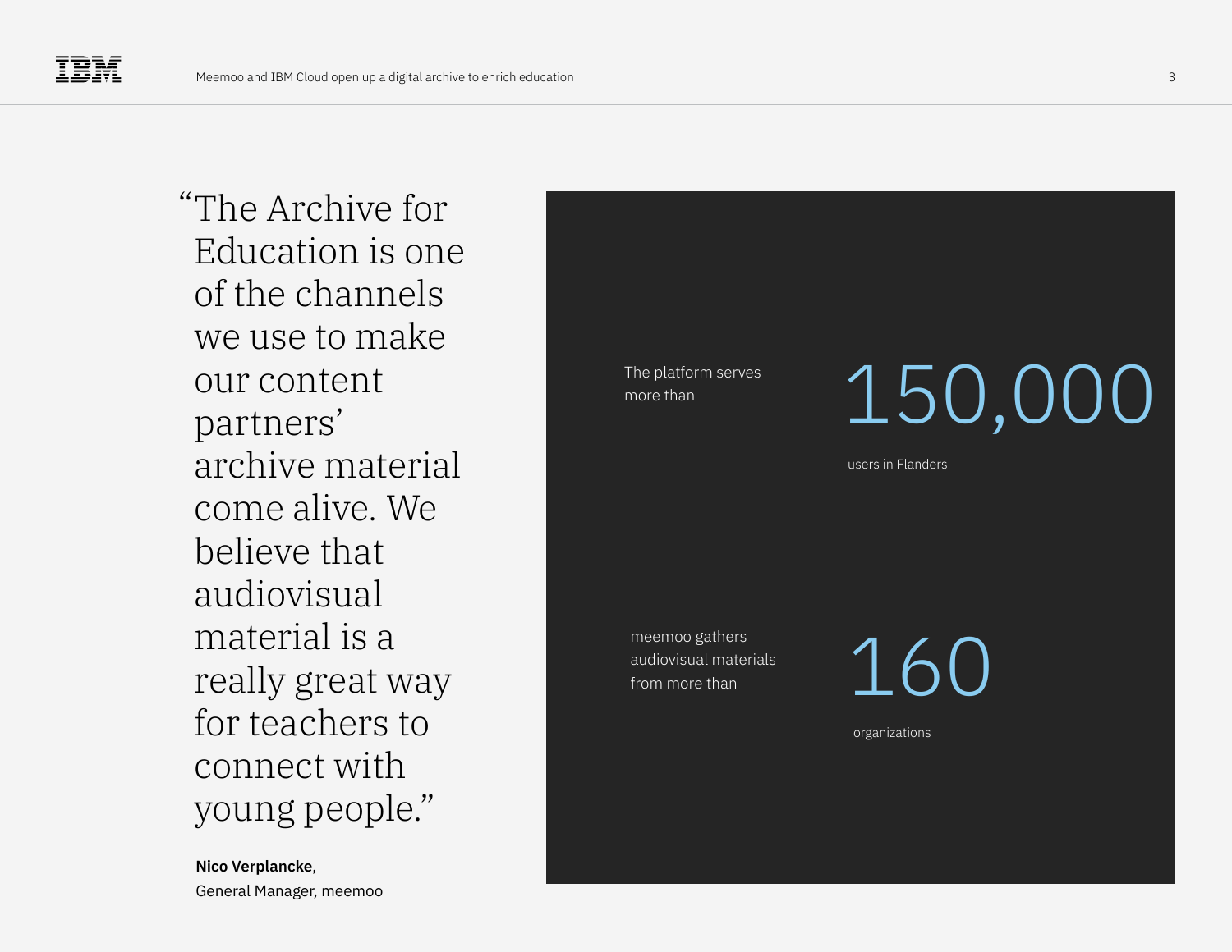> "The Archive for Education is one of the channels we use to make our content partners' archive material come alive. We believe that audiovisual material is a really great way for teachers to connect with young people."

**Nico Verplancke**,
General Manager, meemoo

The platform serves more than

**150,000**

users in Flanders

meemoo gathers audiovisual materials from more than

**160**

organizations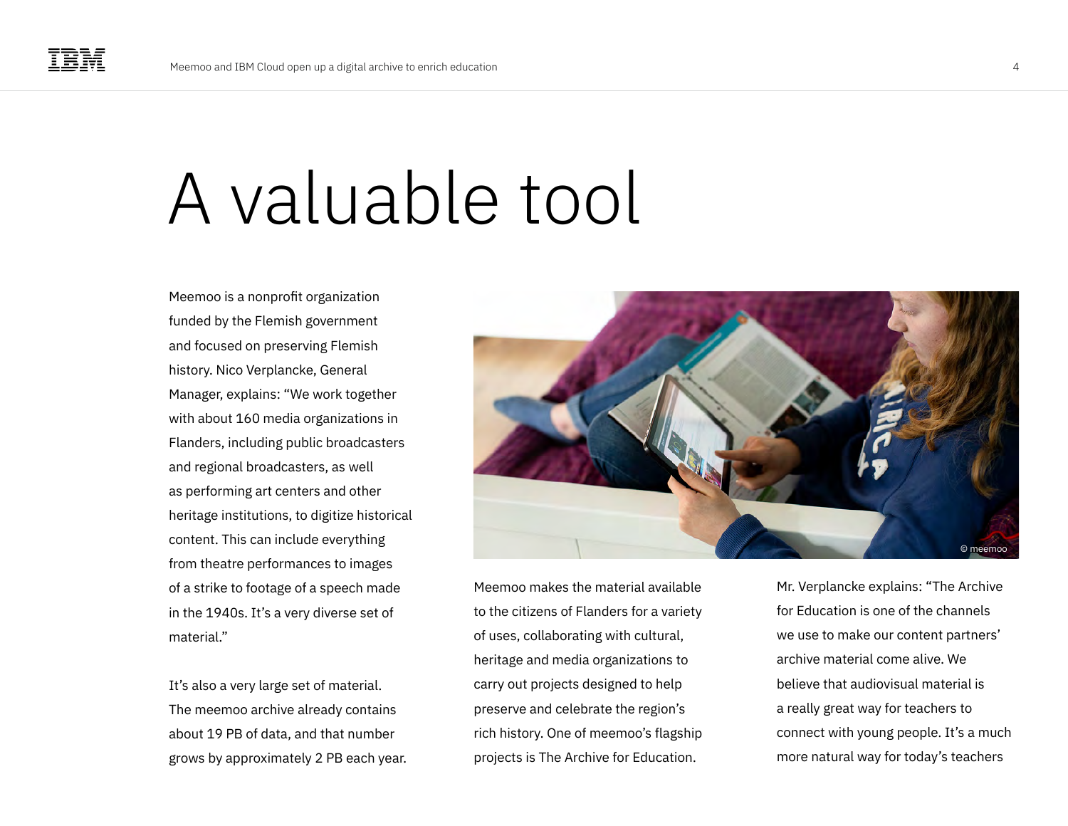# A valuable tool

Meemoo is a nonprofit organization funded by the Flemish government and focused on preserving Flemish history. Nico Verplancke, General Manager, explains: "We work together with about 160 media organizations in Flanders, including public broadcasters and regional broadcasters, as well as performing art centers and other heritage institutions, to digitize historical content. This can include everything from theatre performances to images of a strike to footage of a speech made in the 1940s. It's a very diverse set of material."

It's also a very large set of material. The meemoo archive already contains about 19 PB of data, and that number grows by approximately 2 PB each year.

© meemoo

Meemoo makes the material available to the citizens of Flanders for a variety of uses, collaborating with cultural, heritage and media organizations to carry out projects designed to help preserve and celebrate the region's rich history. One of meemoo's flagship projects is The Archive for Education.

Mr. Verplancke explains: "The Archive for Education is one of the channels we use to make our content partners' archive material come alive. We believe that audiovisual material is a really great way for teachers to connect with young people. It's a much more natural way for today's teachers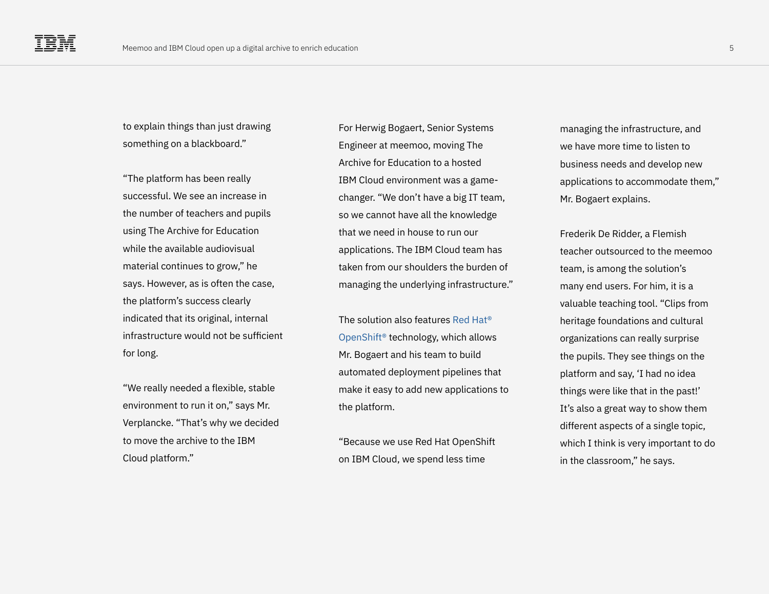to explain things than just drawing something on a blackboard."

"The platform has been really successful. We see an increase in the number of teachers and pupils using The Archive for Education while the available audiovisual material continues to grow," he says. However, as is often the case, the platform's success clearly indicated that its original, internal infrastructure would not be sufficient for long.

"We really needed a flexible, stable environment to run it on," says Mr. Verplancke. "That's why we decided to move the archive to the IBM Cloud platform."

For Herwig Bogaert, Senior Systems Engineer at meemoo, moving The Archive for Education to a hosted IBM Cloud environment was a game-changer. "We don't have a big IT team, so we cannot have all the knowledge that we need in house to run our applications. The IBM Cloud team has taken from our shoulders the burden of managing the underlying infrastructure."

The solution also features Red Hat® OpenShift® technology, which allows Mr. Bogaert and his team to build automated deployment pipelines that make it easy to add new applications to the platform.

"Because we use Red Hat OpenShift on IBM Cloud, we spend less time managing the infrastructure, and we have more time to listen to business needs and develop new applications to accommodate them," Mr. Bogaert explains.

Frederik De Ridder, a Flemish teacher outsourced to the meemoo team, is among the solution's many end users. For him, it is a valuable teaching tool. "Clips from heritage foundations and cultural organizations can really surprise the pupils. They see things on the platform and say, 'I had no idea things were like that in the past!' It's also a great way to show them different aspects of a single topic, which I think is very important to do in the classroom," he says.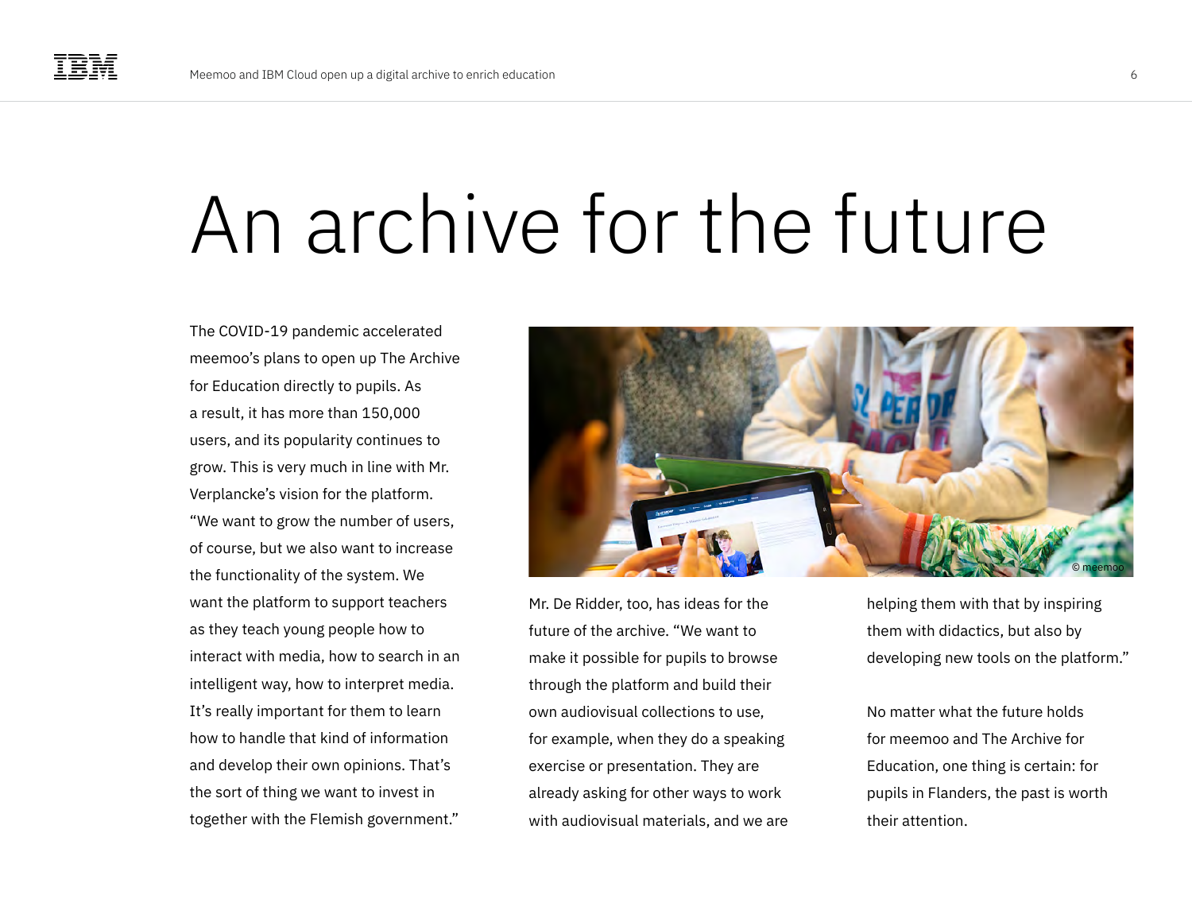# An archive for the future

The COVID-19 pandemic accelerated meemoo's plans to open up The Archive for Education directly to pupils. As a result, it has more than 150,000 users, and its popularity continues to grow. This is very much in line with Mr. Verplancke's vision for the platform. "We want to grow the number of users, of course, but we also want to increase the functionality of the system. We want the platform to support teachers as they teach young people how to interact with media, how to search in an intelligent way, how to interpret media. It's really important for them to learn how to handle that kind of information and develop their own opinions. That's the sort of thing we want to invest in together with the Flemish government."

© meemoo

Mr. De Ridder, too, has ideas for the future of the archive. "We want to make it possible for pupils to browse through the platform and build their own audiovisual collections to use, for example, when they do a speaking exercise or presentation. They are already asking for other ways to work with audiovisual materials, and we are helping them with that by inspiring them with didactics, but also by developing new tools on the platform."

No matter what the future holds for meemoo and The Archive for Education, one thing is certain: for pupils in Flanders, the past is worth their attention.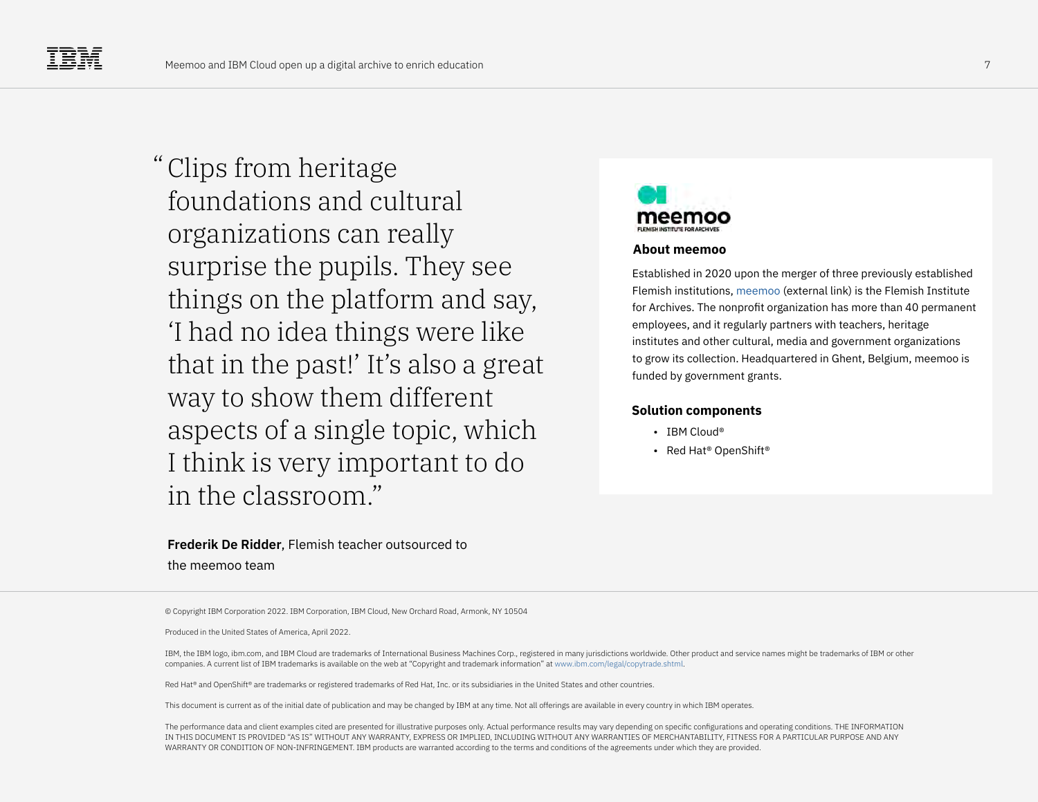"Clips from heritage foundations and cultural organizations can really surprise the pupils. They see things on the platform and say, 'I had no idea things were like that in the past!' It's also a great way to show them different aspects of a single topic, which I think is very important to do in the classroom."

**Frederik De Ridder**, Flemish teacher outsourced to the meemoo team

meemoo
FLEMISH INSTITUTE FOR ARCHIVES

### About meemoo

Established in 2020 upon the merger of three previously established Flemish institutions, meemoo (external link) is the Flemish Institute for Archives. The nonprofit organization has more than 40 permanent employees, and it regularly partners with teachers, heritage institutes and other cultural, media and government organizations to grow its collection. Headquartered in Ghent, Belgium, meemoo is funded by government grants.

### Solution components

- IBM Cloud®
- Red Hat® OpenShift®

© Copyright IBM Corporation 2022. IBM Corporation, IBM Cloud, New Orchard Road, Armonk, NY 10504

Produced in the United States of America, April 2022.

IBM, the IBM logo, ibm.com, and IBM Cloud are trademarks of International Business Machines Corp., registered in many jurisdictions worldwide. Other product and service names might be trademarks of IBM or other companies. A current list of IBM trademarks is available on the web at "Copyright and trademark information" at www.ibm.com/legal/copytrade.shtml.

Red Hat® and OpenShift® are trademarks or registered trademarks of Red Hat, Inc. or its subsidiaries in the United States and other countries.

This document is current as of the initial date of publication and may be changed by IBM at any time. Not all offerings are available in every country in which IBM operates.

The performance data and client examples cited are presented for illustrative purposes only. Actual performance results may vary depending on specific configurations and operating conditions. THE INFORMATION IN THIS DOCUMENT IS PROVIDED "AS IS" WITHOUT ANY WARRANTY, EXPRESS OR IMPLIED, INCLUDING WITHOUT ANY WARRANTIES OF MERCHANTABILITY, FITNESS FOR A PARTICULAR PURPOSE AND ANY WARRANTY OR CONDITION OF NON-INFRINGEMENT. IBM products are warranted according to the terms and conditions of the agreements under which they are provided.